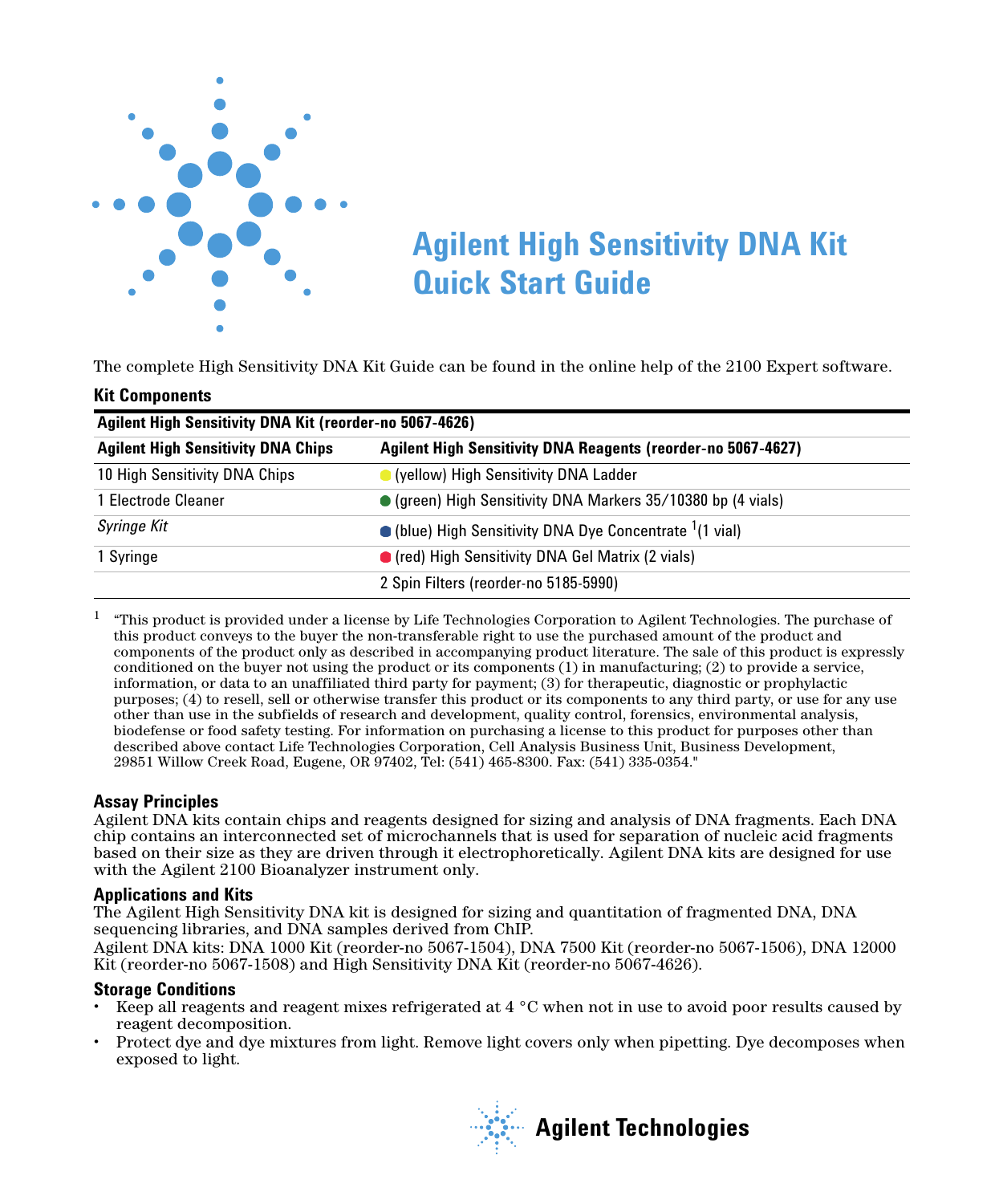# Agilent High Sensitivity DNA Kit Quick Start Guide

The complete High Sensitivity DNA Kit Guide can be found in the online help of the 2100 Expert software.

## Kit Components

| Agilent High Sensitivity DNA Kit (reorder-no 5067-4626) | |
|---|---|
| **Agilent High Sensitivity DNA Chips** | **Agilent High Sensitivity DNA Reagents (reorder-no 5067-4627)** |
| 10 High Sensitivity DNA Chips | (yellow) High Sensitivity DNA Ladder |
| 1 Electrode Cleaner | (green) High Sensitivity DNA Markers 35/10380 bp (4 vials) |
| *Syringe Kit* | (blue) High Sensitivity DNA Dye Concentrate [1] (1 vial) |
| 1 Syringe | (red) High Sensitivity DNA Gel Matrix (2 vials) |
| | 2 Spin Filters (reorder-no 5185-5990) |

[1] "This product is provided under a license by Life Technologies Corporation to Agilent Technologies. The purchase of this product conveys to the buyer the non-transferable right to use the purchased amount of the product and components of the product only as described in accompanying product literature. The sale of this product is expressly conditioned on the buyer not using the product or its components (1) in manufacturing; (2) to provide a service, information, or data to an unaffiliated third party for payment; (3) for therapeutic, diagnostic or prophylactic purposes; (4) to resell, sell or otherwise transfer this product or its components to any third party, or use for any use other than use in the subfields of research and development, quality control, forensics, environmental analysis, biodefense or food safety testing. For information on purchasing a license to this product for purposes other than described above contact Life Technologies Corporation, Cell Analysis Business Unit, Business Development, 29851 Willow Creek Road, Eugene, OR 97402, Tel: (541) 465-8300. Fax: (541) 335-0354."

## Assay Principles

Agilent DNA kits contain chips and reagents designed for sizing and analysis of DNA fragments. Each DNA chip contains an interconnected set of microchannels that is used for separation of nucleic acid fragments based on their size as they are driven through it electrophoretically. Agilent DNA kits are designed for use with the Agilent 2100 Bioanalyzer instrument only.

## Applications and Kits

The Agilent High Sensitivity DNA kit is designed for sizing and quantitation of fragmented DNA, DNA sequencing libraries, and DNA samples derived from ChIP.

Agilent DNA kits: DNA 1000 Kit (reorder-no 5067-1504), DNA 7500 Kit (reorder-no 5067-1506), DNA 12000 Kit (reorder-no 5067-1508) and High Sensitivity DNA Kit (reorder-no 5067-4626).

## Storage Conditions

- Keep all reagents and reagent mixes refrigerated at 4 °C when not in use to avoid poor results caused by reagent decomposition.
- Protect dye and dye mixtures from light. Remove light covers only when pipetting. Dye decomposes when exposed to light.

Agilent Technologies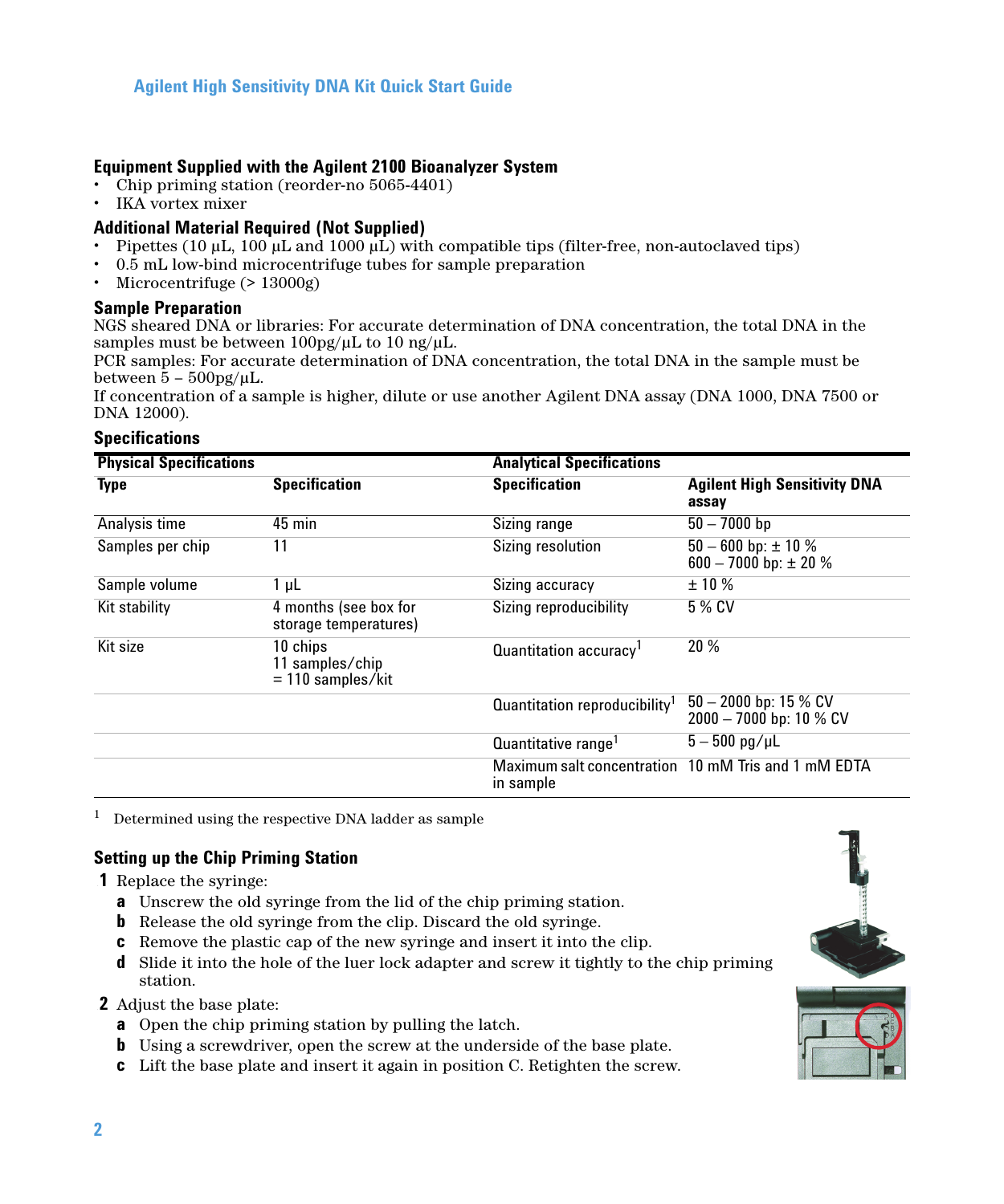## Equipment Supplied with the Agilent 2100 Bioanalyzer System

- Chip priming station (reorder-no 5065-4401)
- IKA vortex mixer

## Additional Material Required (Not Supplied)

- Pipettes (10 µL, 100 µL and 1000 µL) with compatible tips (filter-free, non-autoclaved tips)
- 0.5 mL low-bind microcentrifuge tubes for sample preparation
- Microcentrifuge (> 13000g)

## Sample Preparation

NGS sheared DNA or libraries: For accurate determination of DNA concentration, the total DNA in the samples must be between 100pg/µL to 10 ng/µL.

PCR samples: For accurate determination of DNA concentration, the total DNA in the sample must be between 5 – 500pg/µL.

If concentration of a sample is higher, dilute or use another Agilent DNA assay (DNA 1000, DNA 7500 or DNA 12000).

## Specifications

| Physical Specifications | | Analytical Specifications | |
|---|---|---|---|
| **Type** | **Specification** | **Specification** | **Agilent High Sensitivity DNA assay** |
| Analysis time | 45 min | Sizing range | 50 – 7000 bp |
| Samples per chip | 11 | Sizing resolution | 50 – 600 bp: ± 10 %<br>600 – 7000 bp: ± 20 % |
| Sample volume | 1 µL | Sizing accuracy | ± 10 % |
| Kit stability | 4 months (see box for storage temperatures) | Sizing reproducibility | 5 % CV |
| Kit size | 10 chips<br>11 samples/chip<br>= 110 samples/kit | Quantitation accuracy[1] | 20 % |
| | | Quantitation reproducibility[1] | 50 – 2000 bp: 15 % CV<br>2000 – 7000 bp: 10 % CV |
| | | Quantitative range[1] | 5 – 500 pg/µL |
| | | Maximum salt concentration in sample | 10 mM Tris and 1 mM EDTA |

[1] Determined using the respective DNA ladder as sample

## Setting up the Chip Priming Station

1. Replace the syringe:
   a. Unscrew the old syringe from the lid of the chip priming station.
   b. Release the old syringe from the clip. Discard the old syringe.
   c. Remove the plastic cap of the new syringe and insert it into the clip.
   d. Slide it into the hole of the luer lock adapter and screw it tightly to the chip priming station.
2. Adjust the base plate:
   a. Open the chip priming station by pulling the latch.
   b. Using a screwdriver, open the screw at the underside of the base plate.
   c. Lift the base plate and insert it again in position C. Retighten the screw.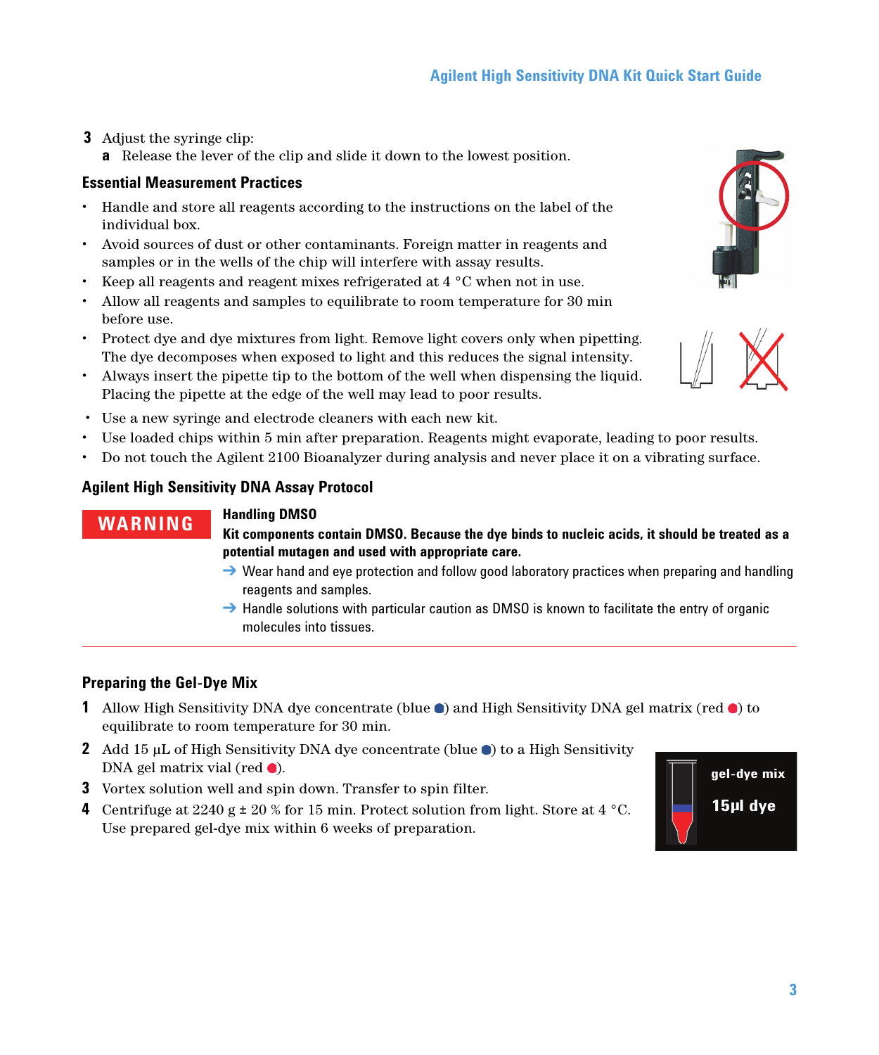3 Adjust the syringe clip:

   a Release the lever of the clip and slide it down to the lowest position.

### Essential Measurement Practices

- Handle and store all reagents according to the instructions on the label of the individual box.
- Avoid sources of dust or other contaminants. Foreign matter in reagents and samples or in the wells of the chip will interfere with assay results.
- Keep all reagents and reagent mixes refrigerated at 4 °C when not in use.
- Allow all reagents and samples to equilibrate to room temperature for 30 min before use.
- Protect dye and dye mixtures from light. Remove light covers only when pipetting. The dye decomposes when exposed to light and this reduces the signal intensity.
- Always insert the pipette tip to the bottom of the well when dispensing the liquid. Placing the pipette at the edge of the well may lead to poor results.
- Use a new syringe and electrode cleaners with each new kit.
- Use loaded chips within 5 min after preparation. Reagents might evaporate, leading to poor results.
- Do not touch the Agilent 2100 Bioanalyzer during analysis and never place it on a vibrating surface.

### Agilent High Sensitivity DNA Assay Protocol

**WARNING**

**Handling DMSO**

**Kit components contain DMSO. Because the dye binds to nucleic acids, it should be treated as a potential mutagen and used with appropriate care.**

→ Wear hand and eye protection and follow good laboratory practices when preparing and handling reagents and samples.

→ Handle solutions with particular caution as DMSO is known to facilitate the entry of organic molecules into tissues.

### Preparing the Gel-Dye Mix

1. Allow High Sensitivity DNA dye concentrate (blue ●) and High Sensitivity DNA gel matrix (red ●) to equilibrate to room temperature for 30 min.
2. Add 15 µL of High Sensitivity DNA dye concentrate (blue ●) to a High Sensitivity DNA gel matrix vial (red ●).
3. Vortex solution well and spin down. Transfer to spin filter.
4. Centrifuge at 2240 g ± 20 % for 15 min. Protect solution from light. Store at 4 °C. Use prepared gel-dye mix within 6 weeks of preparation.

gel-dye mix

15µl dye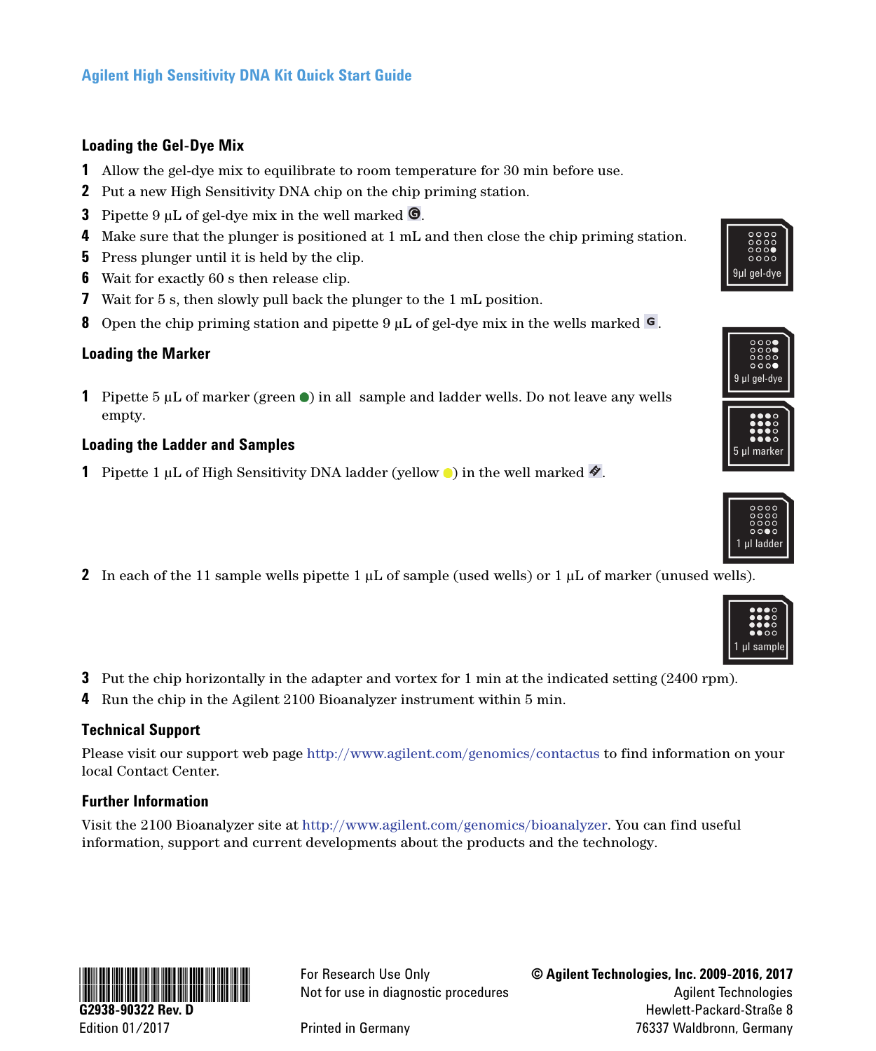Agilent High Sensitivity DNA Kit Quick Start Guide

## Loading the Gel-Dye Mix

1. Allow the gel-dye mix to equilibrate to room temperature for 30 min before use.
2. Put a new High Sensitivity DNA chip on the chip priming station.
3. Pipette 9 µL of gel-dye mix in the well marked G.
4. Make sure that the plunger is positioned at 1 mL and then close the chip priming station.
5. Press plunger until it is held by the clip.
6. Wait for exactly 60 s then release clip.
7. Wait for 5 s, then slowly pull back the plunger to the 1 mL position.
8. Open the chip priming station and pipette 9 µL of gel-dye mix in the wells marked G.

9µl gel-dye

9 µl gel-dye

## Loading the Marker

1. Pipette 5 µL of marker (green ●) in all sample and ladder wells. Do not leave any wells empty.

5 µl marker

## Loading the Ladder and Samples

1. Pipette 1 µL of High Sensitivity DNA ladder (yellow ●) in the well marked.

1 µl ladder

2. In each of the 11 sample wells pipette 1 µL of sample (used wells) or 1 µL of marker (unused wells).

1 µl sample

3. Put the chip horizontally in the adapter and vortex for 1 min at the indicated setting (2400 rpm).
4. Run the chip in the Agilent 2100 Bioanalyzer instrument within 5 min.

## Technical Support

Please visit our support web page http://www.agilent.com/genomics/contactus to find information on your local Contact Center.

## Further Information

Visit the 2100 Bioanalyzer site at http://www.agilent.com/genomics/bioanalyzer. You can find useful information, support and current developments about the products and the technology.

**G2938-90322 Rev. D**
Edition 01/2017

For Research Use Only
Not for use in diagnostic procedures

Printed in Germany

**© Agilent Technologies, Inc. 2009-2016, 2017**
Agilent Technologies
Hewlett-Packard-Straße 8
76337 Waldbronn, Germany